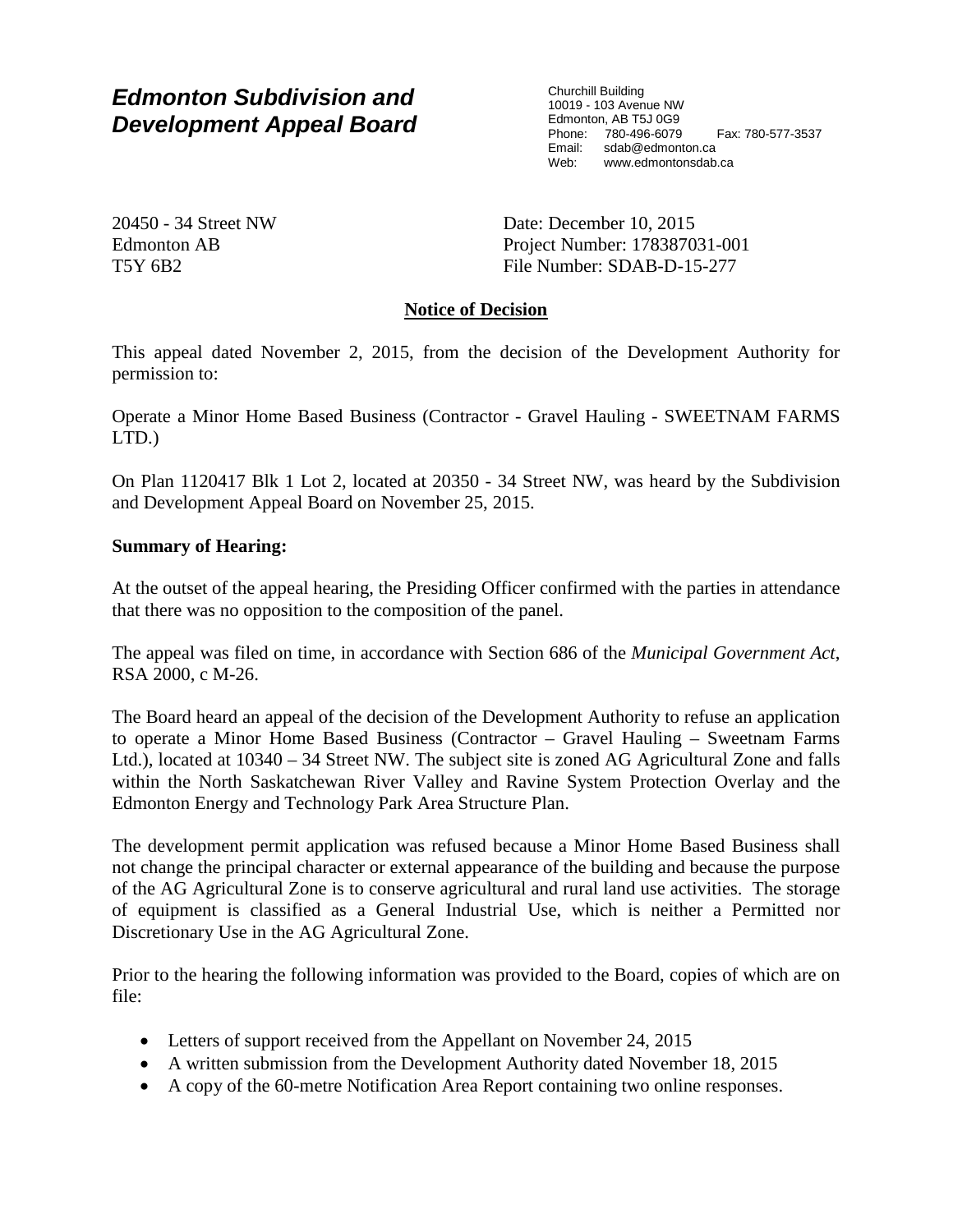# Edmonton Subdivision and Development Appeal Board

Churchill Building
10019 - 103 Avenue NW
Edmonton, AB T5J 0G9
Phone: 780-496-6079 Fax: 780-577-3537
Email: sdab@edmonton.ca
Web: www.edmontonsdab.ca

20450 - 34 Street NW
Edmonton AB
T5Y 6B2

Date: December 10, 2015
Project Number: 178387031-001
File Number: SDAB-D-15-277

## Notice of Decision

This appeal dated November 2, 2015, from the decision of the Development Authority for permission to:

Operate a Minor Home Based Business (Contractor - Gravel Hauling - SWEETNAM FARMS LTD.)

On Plan 1120417 Blk 1 Lot 2, located at 20350 - 34 Street NW, was heard by the Subdivision and Development Appeal Board on November 25, 2015.

**Summary of Hearing:**

At the outset of the appeal hearing, the Presiding Officer confirmed with the parties in attendance that there was no opposition to the composition of the panel.

The appeal was filed on time, in accordance with Section 686 of the *Municipal Government Act*, RSA 2000, c M-26.

The Board heard an appeal of the decision of the Development Authority to refuse an application to operate a Minor Home Based Business (Contractor – Gravel Hauling – Sweetnam Farms Ltd.), located at 10340 – 34 Street NW. The subject site is zoned AG Agricultural Zone and falls within the North Saskatchewan River Valley and Ravine System Protection Overlay and the Edmonton Energy and Technology Park Area Structure Plan.

The development permit application was refused because a Minor Home Based Business shall not change the principal character or external appearance of the building and because the purpose of the AG Agricultural Zone is to conserve agricultural and rural land use activities. The storage of equipment is classified as a General Industrial Use, which is neither a Permitted nor Discretionary Use in the AG Agricultural Zone.

Prior to the hearing the following information was provided to the Board, copies of which are on file:

- Letters of support received from the Appellant on November 24, 2015
- A written submission from the Development Authority dated November 18, 2015
- A copy of the 60-metre Notification Area Report containing two online responses.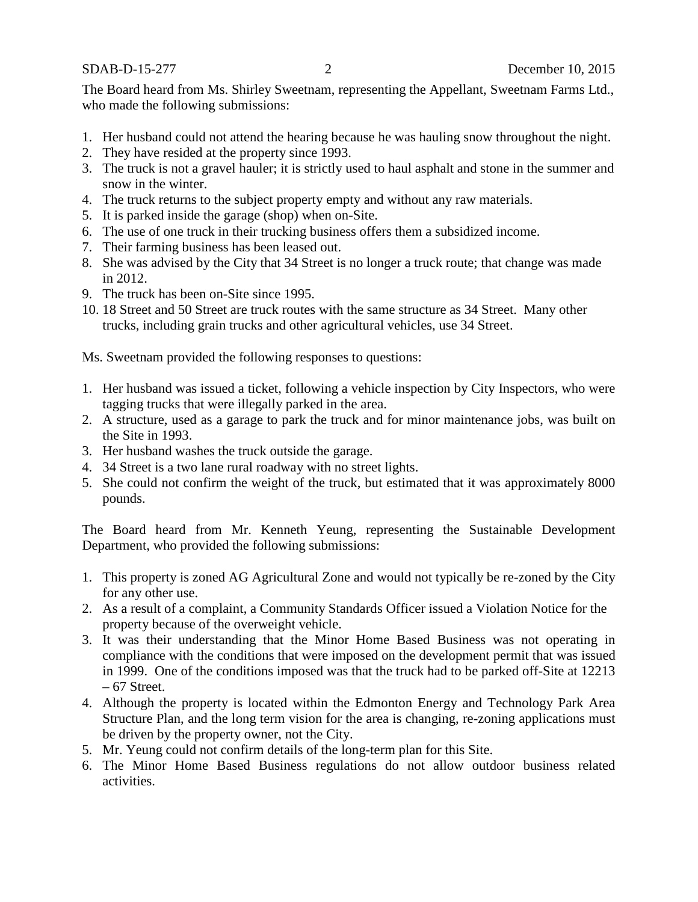The Board heard from Ms. Shirley Sweetnam, representing the Appellant, Sweetnam Farms Ltd., who made the following submissions:

1. Her husband could not attend the hearing because he was hauling snow throughout the night.
2. They have resided at the property since 1993.
3. The truck is not a gravel hauler; it is strictly used to haul asphalt and stone in the summer and snow in the winter.
4. The truck returns to the subject property empty and without any raw materials.
5. It is parked inside the garage (shop) when on-Site.
6. The use of one truck in their trucking business offers them a subsidized income.
7. Their farming business has been leased out.
8. She was advised by the City that 34 Street is no longer a truck route; that change was made in 2012.
9. The truck has been on-Site since 1995.
10. 18 Street and 50 Street are truck routes with the same structure as 34 Street. Many other trucks, including grain trucks and other agricultural vehicles, use 34 Street.

Ms. Sweetnam provided the following responses to questions:

1. Her husband was issued a ticket, following a vehicle inspection by City Inspectors, who were tagging trucks that were illegally parked in the area.
2. A structure, used as a garage to park the truck and for minor maintenance jobs, was built on the Site in 1993.
3. Her husband washes the truck outside the garage.
4. 34 Street is a two lane rural roadway with no street lights.
5. She could not confirm the weight of the truck, but estimated that it was approximately 8000 pounds.

The Board heard from Mr. Kenneth Yeung, representing the Sustainable Development Department, who provided the following submissions:

1. This property is zoned AG Agricultural Zone and would not typically be re-zoned by the City for any other use.
2. As a result of a complaint, a Community Standards Officer issued a Violation Notice for the property because of the overweight vehicle.
3. It was their understanding that the Minor Home Based Business was not operating in compliance with the conditions that were imposed on the development permit that was issued in 1999. One of the conditions imposed was that the truck had to be parked off-Site at 12213 – 67 Street.
4. Although the property is located within the Edmonton Energy and Technology Park Area Structure Plan, and the long term vision for the area is changing, re-zoning applications must be driven by the property owner, not the City.
5. Mr. Yeung could not confirm details of the long-term plan for this Site.
6. The Minor Home Based Business regulations do not allow outdoor business related activities.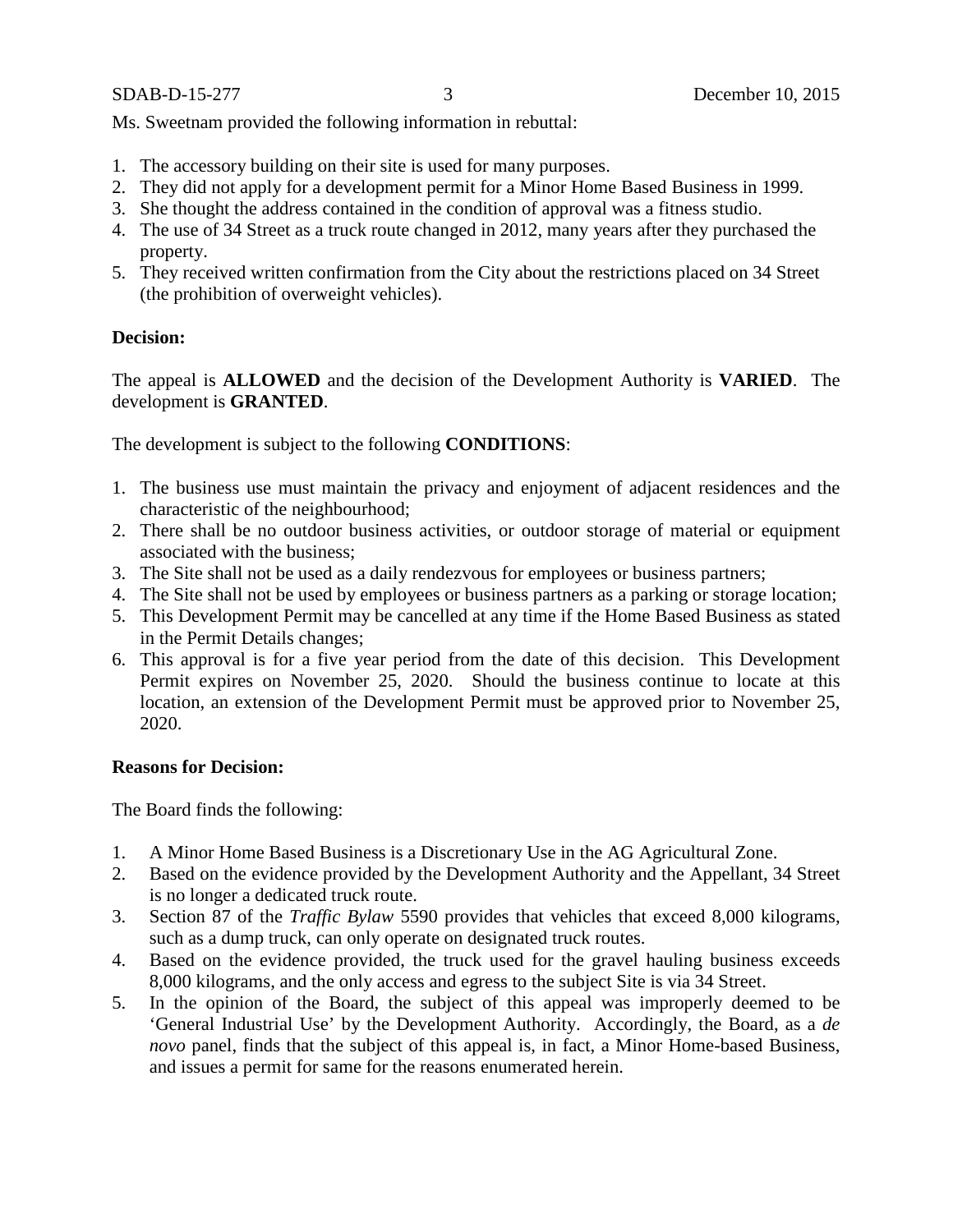Ms. Sweetnam provided the following information in rebuttal:

1. The accessory building on their site is used for many purposes.
2. They did not apply for a development permit for a Minor Home Based Business in 1999.
3. She thought the address contained in the condition of approval was a fitness studio.
4. The use of 34 Street as a truck route changed in 2012, many years after they purchased the property.
5. They received written confirmation from the City about the restrictions placed on 34 Street (the prohibition of overweight vehicles).

**Decision:**

The appeal is **ALLOWED** and the decision of the Development Authority is **VARIED**. The development is **GRANTED**.

The development is subject to the following **CONDITIONS**:

1. The business use must maintain the privacy and enjoyment of adjacent residences and the characteristic of the neighbourhood;
2. There shall be no outdoor business activities, or outdoor storage of material or equipment associated with the business;
3. The Site shall not be used as a daily rendezvous for employees or business partners;
4. The Site shall not be used by employees or business partners as a parking or storage location;
5. This Development Permit may be cancelled at any time if the Home Based Business as stated in the Permit Details changes;
6. This approval is for a five year period from the date of this decision. This Development Permit expires on November 25, 2020. Should the business continue to locate at this location, an extension of the Development Permit must be approved prior to November 25, 2020.

**Reasons for Decision:**

The Board finds the following:

1. A Minor Home Based Business is a Discretionary Use in the AG Agricultural Zone.
2. Based on the evidence provided by the Development Authority and the Appellant, 34 Street is no longer a dedicated truck route.
3. Section 87 of the *Traffic Bylaw* 5590 provides that vehicles that exceed 8,000 kilograms, such as a dump truck, can only operate on designated truck routes.
4. Based on the evidence provided, the truck used for the gravel hauling business exceeds 8,000 kilograms, and the only access and egress to the subject Site is via 34 Street.
5. In the opinion of the Board, the subject of this appeal was improperly deemed to be 'General Industrial Use' by the Development Authority. Accordingly, the Board, as a *de novo* panel, finds that the subject of this appeal is, in fact, a Minor Home-based Business, and issues a permit for same for the reasons enumerated herein.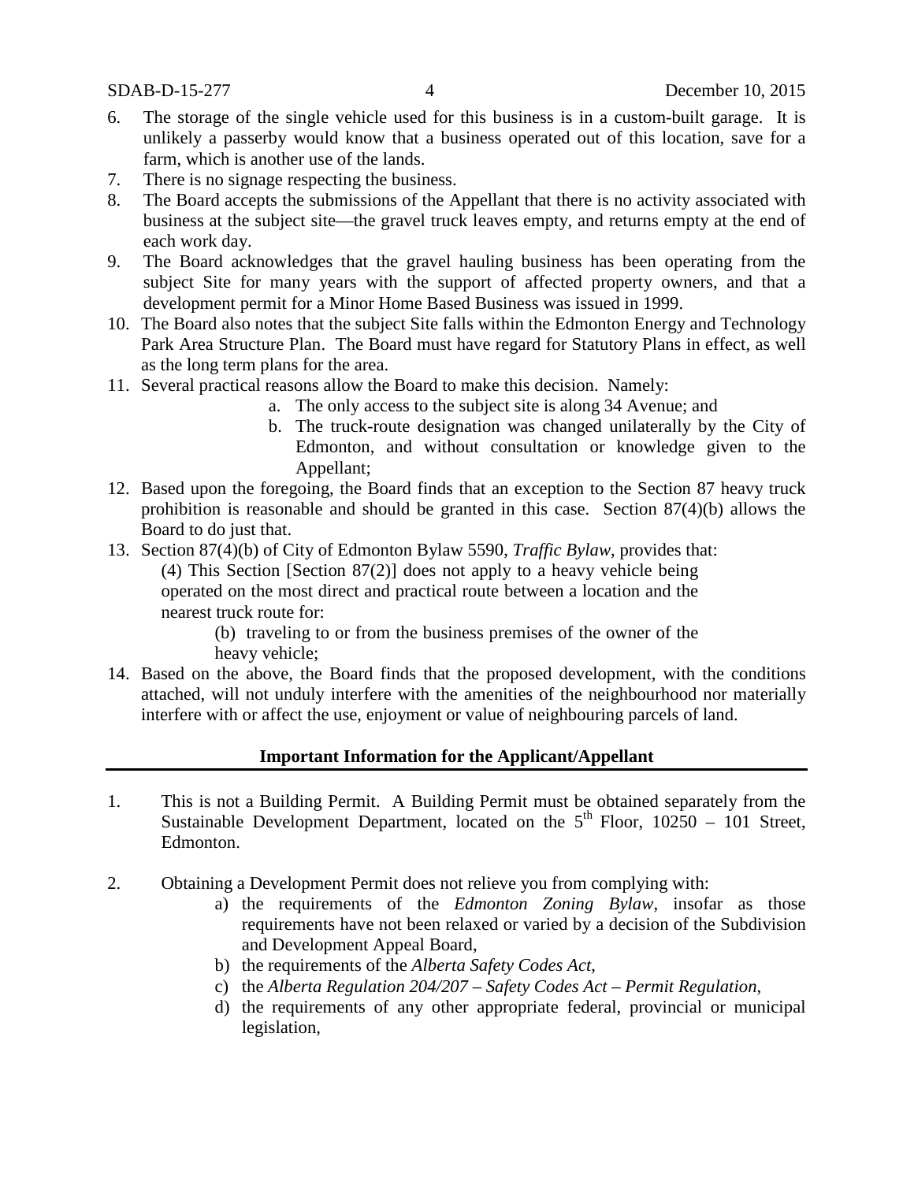6. The storage of the single vehicle used for this business is in a custom-built garage. It is unlikely a passerby would know that a business operated out of this location, save for a farm, which is another use of the lands.
7. There is no signage respecting the business.
8. The Board accepts the submissions of the Appellant that there is no activity associated with business at the subject site—the gravel truck leaves empty, and returns empty at the end of each work day.
9. The Board acknowledges that the gravel hauling business has been operating from the subject Site for many years with the support of affected property owners, and that a development permit for a Minor Home Based Business was issued in 1999.
10. The Board also notes that the subject Site falls within the Edmonton Energy and Technology Park Area Structure Plan. The Board must have regard for Statutory Plans in effect, as well as the long term plans for the area.
11. Several practical reasons allow the Board to make this decision. Namely:
    a. The only access to the subject site is along 34 Avenue; and
    b. The truck-route designation was changed unilaterally by the City of Edmonton, and without consultation or knowledge given to the Appellant;
12. Based upon the foregoing, the Board finds that an exception to the Section 87 heavy truck prohibition is reasonable and should be granted in this case. Section 87(4)(b) allows the Board to do just that.
13. Section 87(4)(b) of City of Edmonton Bylaw 5590, *Traffic Bylaw*, provides that:

    (4) This Section [Section 87(2)] does not apply to a heavy vehicle being operated on the most direct and practical route between a location and the nearest truck route for:

    (b) traveling to or from the business premises of the owner of the heavy vehicle;
14. Based on the above, the Board finds that the proposed development, with the conditions attached, will not unduly interfere with the amenities of the neighbourhood nor materially interfere with or affect the use, enjoyment or value of neighbouring parcels of land.

## Important Information for the Applicant/Appellant

1. This is not a Building Permit. A Building Permit must be obtained separately from the Sustainable Development Department, located on the 5th Floor, 10250 – 101 Street, Edmonton.

2. Obtaining a Development Permit does not relieve you from complying with:
    a) the requirements of the *Edmonton Zoning Bylaw*, insofar as those requirements have not been relaxed or varied by a decision of the Subdivision and Development Appeal Board,
    b) the requirements of the *Alberta Safety Codes Act*,
    c) the *Alberta Regulation 204/207 – Safety Codes Act – Permit Regulation*,
    d) the requirements of any other appropriate federal, provincial or municipal legislation,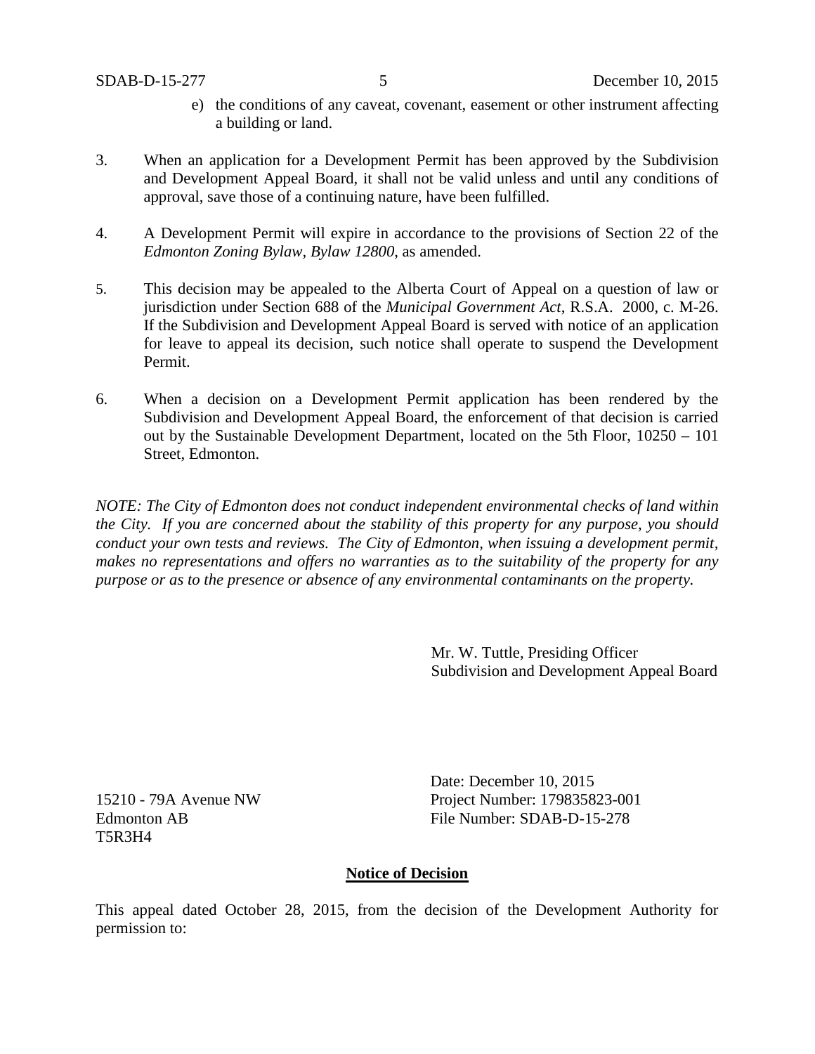e) the conditions of any caveat, covenant, easement or other instrument affecting a building or land.

3. When an application for a Development Permit has been approved by the Subdivision and Development Appeal Board, it shall not be valid unless and until any conditions of approval, save those of a continuing nature, have been fulfilled.

4. A Development Permit will expire in accordance to the provisions of Section 22 of the *Edmonton Zoning Bylaw, Bylaw 12800*, as amended.

5. This decision may be appealed to the Alberta Court of Appeal on a question of law or jurisdiction under Section 688 of the *Municipal Government Act*, R.S.A. 2000, c. M-26. If the Subdivision and Development Appeal Board is served with notice of an application for leave to appeal its decision, such notice shall operate to suspend the Development Permit.

6. When a decision on a Development Permit application has been rendered by the Subdivision and Development Appeal Board, the enforcement of that decision is carried out by the Sustainable Development Department, located on the 5th Floor, 10250 – 101 Street, Edmonton.

*NOTE: The City of Edmonton does not conduct independent environmental checks of land within the City. If you are concerned about the stability of this property for any purpose, you should conduct your own tests and reviews. The City of Edmonton, when issuing a development permit, makes no representations and offers no warranties as to the suitability of the property for any purpose or as to the presence or absence of any environmental contaminants on the property.*

Mr. W. Tuttle, Presiding Officer
Subdivision and Development Appeal Board

15210 - 79A Avenue NW
Edmonton AB
T5R3H4

Date: December 10, 2015
Project Number: 179835823-001
File Number: SDAB-D-15-278

**Notice of Decision**

This appeal dated October 28, 2015, from the decision of the Development Authority for permission to: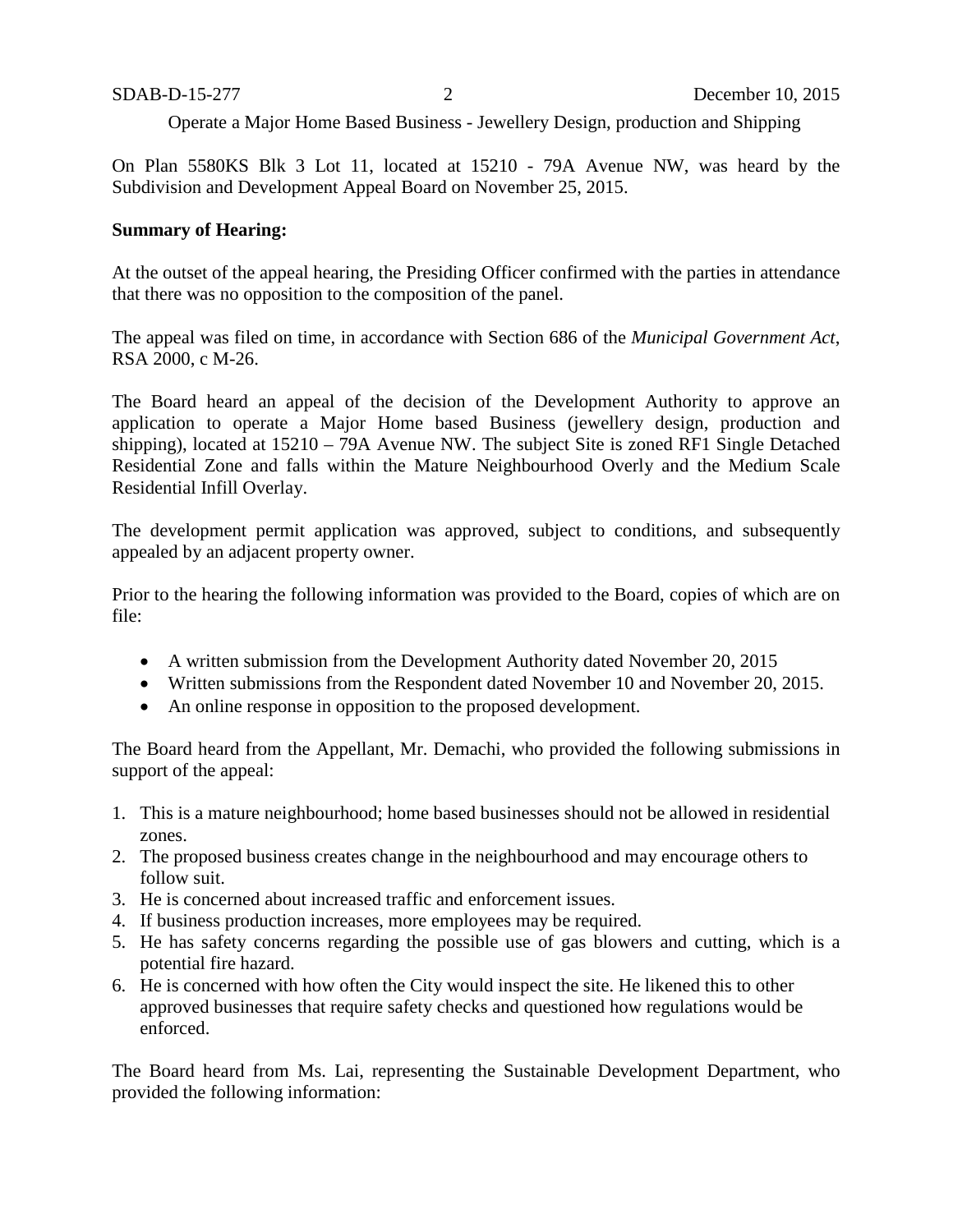Operate a Major Home Based Business - Jewellery Design, production and Shipping

On Plan 5580KS Blk 3 Lot 11, located at 15210 - 79A Avenue NW, was heard by the Subdivision and Development Appeal Board on November 25, 2015.

**Summary of Hearing:**

At the outset of the appeal hearing, the Presiding Officer confirmed with the parties in attendance that there was no opposition to the composition of the panel.

The appeal was filed on time, in accordance with Section 686 of the *Municipal Government Act*, RSA 2000, c M-26.

The Board heard an appeal of the decision of the Development Authority to approve an application to operate a Major Home based Business (jewellery design, production and shipping), located at 15210 – 79A Avenue NW. The subject Site is zoned RF1 Single Detached Residential Zone and falls within the Mature Neighbourhood Overly and the Medium Scale Residential Infill Overlay.

The development permit application was approved, subject to conditions, and subsequently appealed by an adjacent property owner.

Prior to the hearing the following information was provided to the Board, copies of which are on file:

- A written submission from the Development Authority dated November 20, 2015
- Written submissions from the Respondent dated November 10 and November 20, 2015.
- An online response in opposition to the proposed development.

The Board heard from the Appellant, Mr. Demachi, who provided the following submissions in support of the appeal:

1. This is a mature neighbourhood; home based businesses should not be allowed in residential zones.
2. The proposed business creates change in the neighbourhood and may encourage others to follow suit.
3. He is concerned about increased traffic and enforcement issues.
4. If business production increases, more employees may be required.
5. He has safety concerns regarding the possible use of gas blowers and cutting, which is a potential fire hazard.
6. He is concerned with how often the City would inspect the site. He likened this to other approved businesses that require safety checks and questioned how regulations would be enforced.

The Board heard from Ms. Lai, representing the Sustainable Development Department, who provided the following information: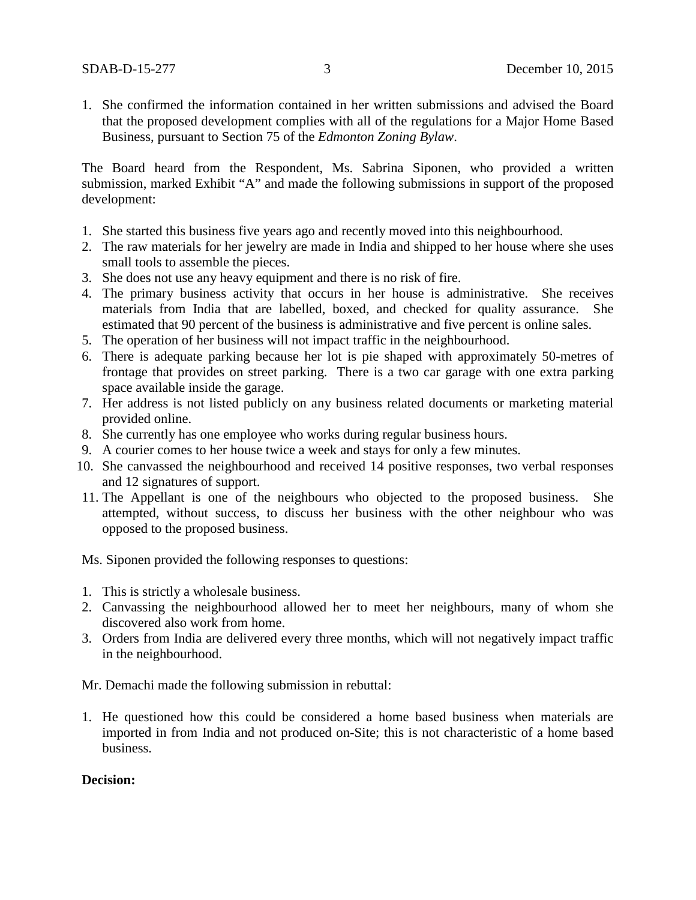1. She confirmed the information contained in her written submissions and advised the Board that the proposed development complies with all of the regulations for a Major Home Based Business, pursuant to Section 75 of the *Edmonton Zoning Bylaw*.

The Board heard from the Respondent, Ms. Sabrina Siponen, who provided a written submission, marked Exhibit "A" and made the following submissions in support of the proposed development:

1. She started this business five years ago and recently moved into this neighbourhood.
2. The raw materials for her jewelry are made in India and shipped to her house where she uses small tools to assemble the pieces.
3. She does not use any heavy equipment and there is no risk of fire.
4. The primary business activity that occurs in her house is administrative. She receives materials from India that are labelled, boxed, and checked for quality assurance. She estimated that 90 percent of the business is administrative and five percent is online sales.
5. The operation of her business will not impact traffic in the neighbourhood.
6. There is adequate parking because her lot is pie shaped with approximately 50-metres of frontage that provides on street parking. There is a two car garage with one extra parking space available inside the garage.
7. Her address is not listed publicly on any business related documents or marketing material provided online.
8. She currently has one employee who works during regular business hours.
9. A courier comes to her house twice a week and stays for only a few minutes.
10. She canvassed the neighbourhood and received 14 positive responses, two verbal responses and 12 signatures of support.
11. The Appellant is one of the neighbours who objected to the proposed business. She attempted, without success, to discuss her business with the other neighbour who was opposed to the proposed business.

Ms. Siponen provided the following responses to questions:

1. This is strictly a wholesale business.
2. Canvassing the neighbourhood allowed her to meet her neighbours, many of whom she discovered also work from home.
3. Orders from India are delivered every three months, which will not negatively impact traffic in the neighbourhood.

Mr. Demachi made the following submission in rebuttal:

1. He questioned how this could be considered a home based business when materials are imported in from India and not produced on-Site; this is not characteristic of a home based business.

**Decision:**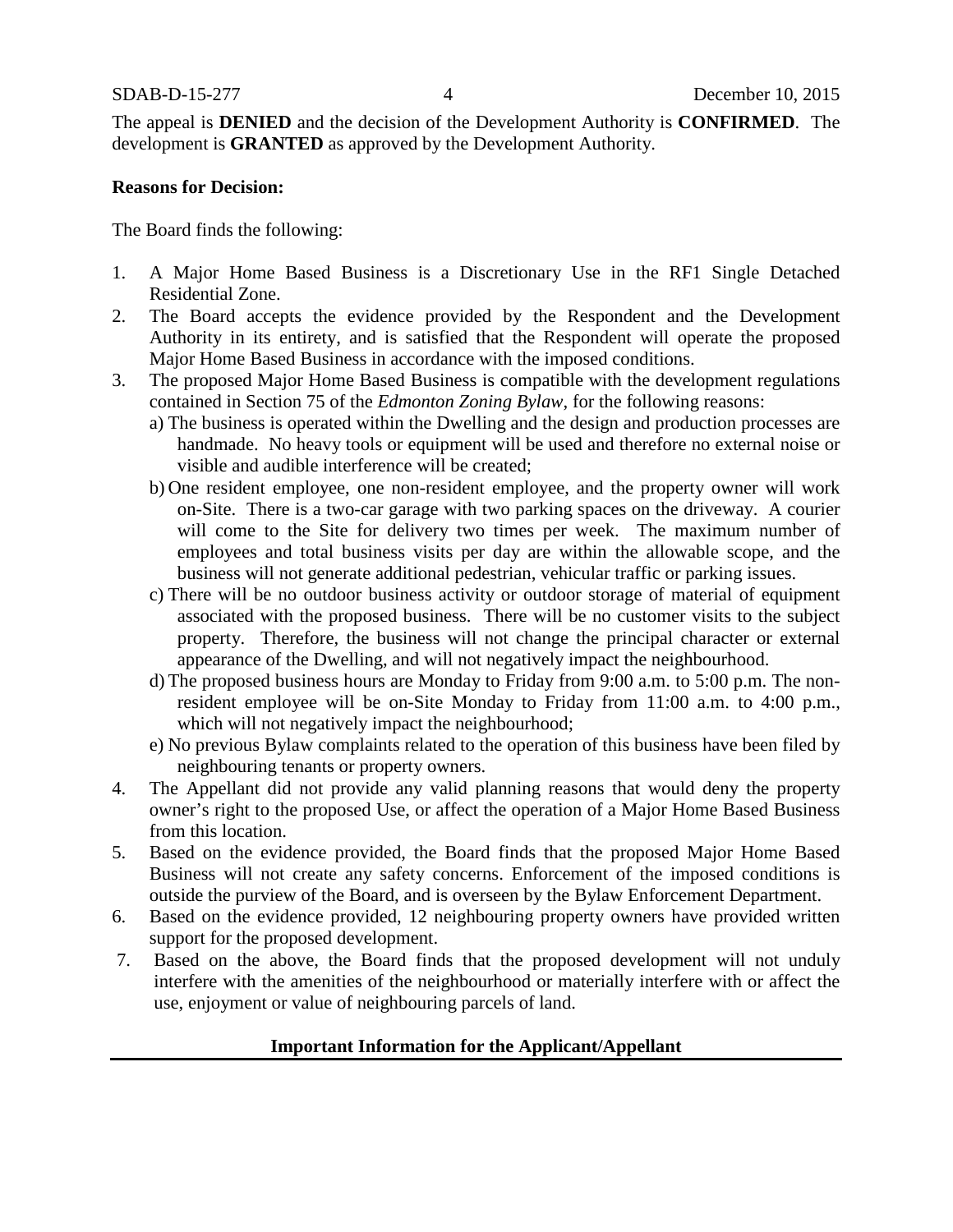The appeal is **DENIED** and the decision of the Development Authority is **CONFIRMED**. The development is **GRANTED** as approved by the Development Authority.

**Reasons for Decision:**

The Board finds the following:

1. A Major Home Based Business is a Discretionary Use in the RF1 Single Detached Residential Zone.
2. The Board accepts the evidence provided by the Respondent and the Development Authority in its entirety, and is satisfied that the Respondent will operate the proposed Major Home Based Business in accordance with the imposed conditions.
3. The proposed Major Home Based Business is compatible with the development regulations contained in Section 75 of the *Edmonton Zoning Bylaw*, for the following reasons:
   a) The business is operated within the Dwelling and the design and production processes are handmade. No heavy tools or equipment will be used and therefore no external noise or visible and audible interference will be created;
   b) One resident employee, one non-resident employee, and the property owner will work on-Site. There is a two-car garage with two parking spaces on the driveway. A courier will come to the Site for delivery two times per week. The maximum number of employees and total business visits per day are within the allowable scope, and the business will not generate additional pedestrian, vehicular traffic or parking issues.
   c) There will be no outdoor business activity or outdoor storage of material of equipment associated with the proposed business. There will be no customer visits to the subject property. Therefore, the business will not change the principal character or external appearance of the Dwelling, and will not negatively impact the neighbourhood.
   d) The proposed business hours are Monday to Friday from 9:00 a.m. to 5:00 p.m. The non-resident employee will be on-Site Monday to Friday from 11:00 a.m. to 4:00 p.m., which will not negatively impact the neighbourhood;
   e) No previous Bylaw complaints related to the operation of this business have been filed by neighbouring tenants or property owners.
4. The Appellant did not provide any valid planning reasons that would deny the property owner's right to the proposed Use, or affect the operation of a Major Home Based Business from this location.
5. Based on the evidence provided, the Board finds that the proposed Major Home Based Business will not create any safety concerns. Enforcement of the imposed conditions is outside the purview of the Board, and is overseen by the Bylaw Enforcement Department.
6. Based on the evidence provided, 12 neighbouring property owners have provided written support for the proposed development.
7. Based on the above, the Board finds that the proposed development will not unduly interfere with the amenities of the neighbourhood or materially interfere with or affect the use, enjoyment or value of neighbouring parcels of land.

**Important Information for the Applicant/Appellant**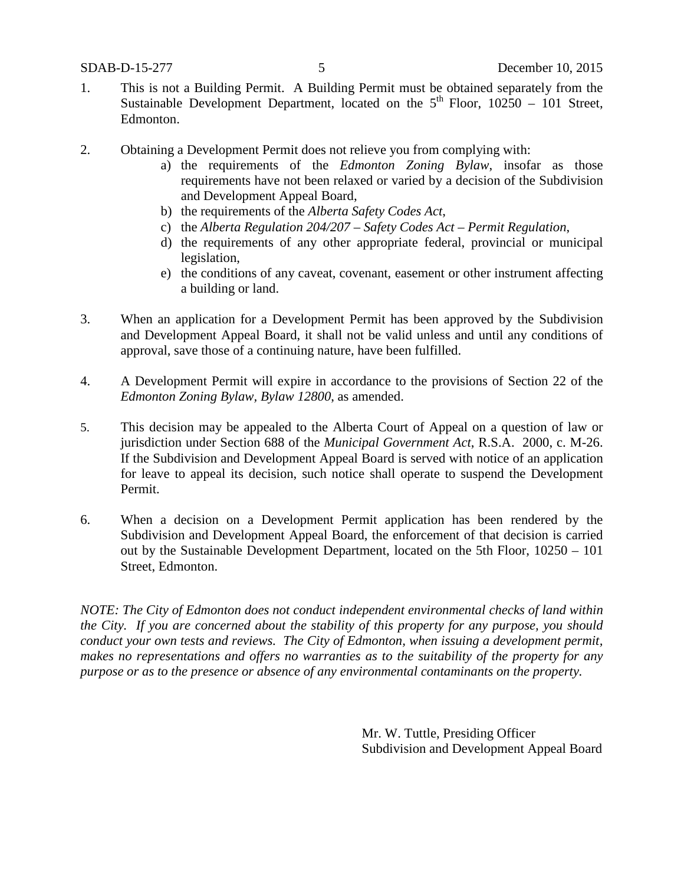1. This is not a Building Permit. A Building Permit must be obtained separately from the Sustainable Development Department, located on the 5th Floor, 10250 – 101 Street, Edmonton.

2. Obtaining a Development Permit does not relieve you from complying with:
   a) the requirements of the *Edmonton Zoning Bylaw*, insofar as those requirements have not been relaxed or varied by a decision of the Subdivision and Development Appeal Board,
   b) the requirements of the *Alberta Safety Codes Act*,
   c) the *Alberta Regulation 204/207 – Safety Codes Act – Permit Regulation*,
   d) the requirements of any other appropriate federal, provincial or municipal legislation,
   e) the conditions of any caveat, covenant, easement or other instrument affecting a building or land.

3. When an application for a Development Permit has been approved by the Subdivision and Development Appeal Board, it shall not be valid unless and until any conditions of approval, save those of a continuing nature, have been fulfilled.

4. A Development Permit will expire in accordance to the provisions of Section 22 of the *Edmonton Zoning Bylaw, Bylaw 12800*, as amended.

5. This decision may be appealed to the Alberta Court of Appeal on a question of law or jurisdiction under Section 688 of the *Municipal Government Act*, R.S.A. 2000, c. M-26. If the Subdivision and Development Appeal Board is served with notice of an application for leave to appeal its decision, such notice shall operate to suspend the Development Permit.

6. When a decision on a Development Permit application has been rendered by the Subdivision and Development Appeal Board, the enforcement of that decision is carried out by the Sustainable Development Department, located on the 5th Floor, 10250 – 101 Street, Edmonton.

*NOTE: The City of Edmonton does not conduct independent environmental checks of land within the City. If you are concerned about the stability of this property for any purpose, you should conduct your own tests and reviews. The City of Edmonton, when issuing a development permit, makes no representations and offers no warranties as to the suitability of the property for any purpose or as to the presence or absence of any environmental contaminants on the property.*

Mr. W. Tuttle, Presiding Officer
Subdivision and Development Appeal Board